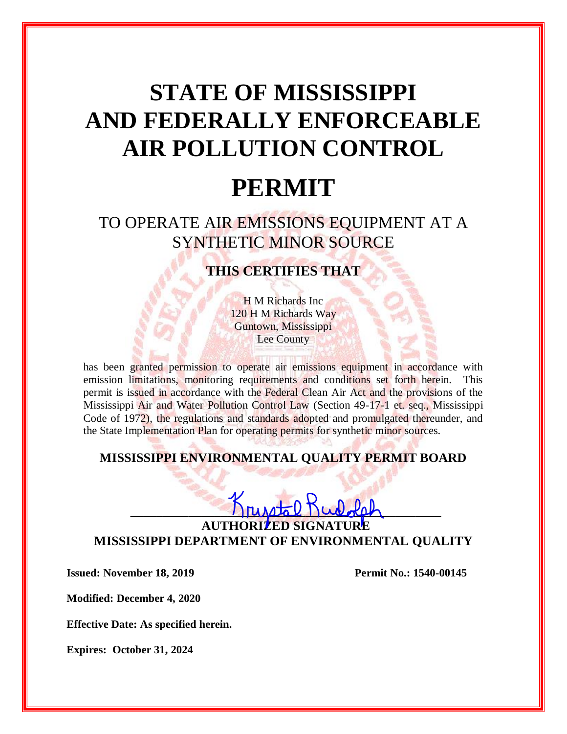# STATE OF MISSISSIPPI AND FEDERALLY ENFORCEABLE AIR POLLUTION CONTROL

# PERMIT

## TO OPERATE AIR EMISSIONS EQUIPMENT AT A SYNTHETIC MINOR SOURCE

### THIS CERTIFIES THAT

H M Richards Inc
120 H M Richards Way
Guntown, Mississippi
Lee County

has been granted permission to operate air emissions equipment in accordance with emission limitations, monitoring requirements and conditions set forth herein. This permit is issued in accordance with the Federal Clean Air Act and the provisions of the Mississippi Air and Water Pollution Control Law (Section 49-17-1 et. seq., Mississippi Code of 1972), the regulations and standards adopted and promulgated thereunder, and the State Implementation Plan for operating permits for synthetic minor sources.

**MISSISSIPPI ENVIRONMENTAL QUALITY PERMIT BOARD**

Krystal Rudolph
**AUTHORIZED SIGNATURE**
**MISSISSIPPI DEPARTMENT OF ENVIRONMENTAL QUALITY**

**Issued: November 18, 2019** **Permit No.: 1540-00145**

**Modified: December 4, 2020**

**Effective Date: As specified herein.**

**Expires: October 31, 2024**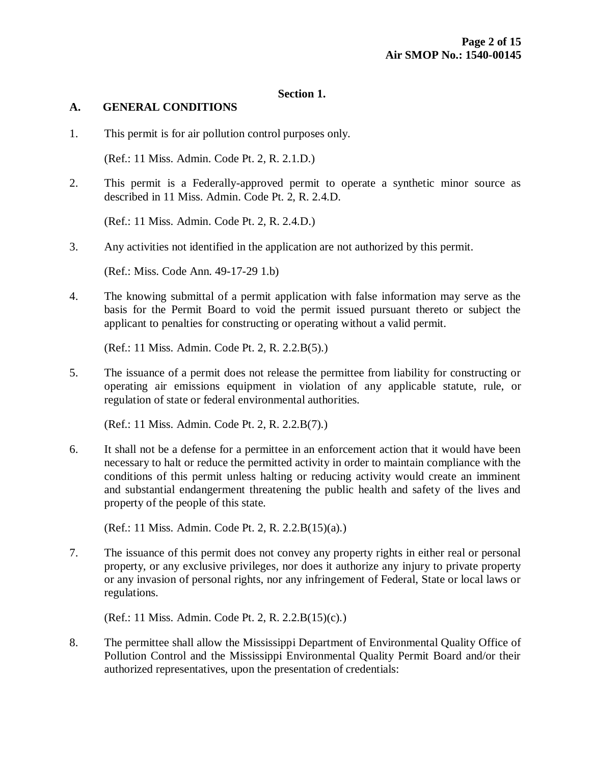## Section 1.

### A. GENERAL CONDITIONS

1. This permit is for air pollution control purposes only.

   (Ref.: 11 Miss. Admin. Code Pt. 2, R. 2.1.D.)

2. This permit is a Federally-approved permit to operate a synthetic minor source as described in 11 Miss. Admin. Code Pt. 2, R. 2.4.D.

   (Ref.: 11 Miss. Admin. Code Pt. 2, R. 2.4.D.)

3. Any activities not identified in the application are not authorized by this permit.

   (Ref.: Miss. Code Ann. 49-17-29 1.b)

4. The knowing submittal of a permit application with false information may serve as the basis for the Permit Board to void the permit issued pursuant thereto or subject the applicant to penalties for constructing or operating without a valid permit.

   (Ref.: 11 Miss. Admin. Code Pt. 2, R. 2.2.B(5).)

5. The issuance of a permit does not release the permittee from liability for constructing or operating air emissions equipment in violation of any applicable statute, rule, or regulation of state or federal environmental authorities.

   (Ref.: 11 Miss. Admin. Code Pt. 2, R. 2.2.B(7).)

6. It shall not be a defense for a permittee in an enforcement action that it would have been necessary to halt or reduce the permitted activity in order to maintain compliance with the conditions of this permit unless halting or reducing activity would create an imminent and substantial endangerment threatening the public health and safety of the lives and property of the people of this state.

   (Ref.: 11 Miss. Admin. Code Pt. 2, R. 2.2.B(15)(a).)

7. The issuance of this permit does not convey any property rights in either real or personal property, or any exclusive privileges, nor does it authorize any injury to private property or any invasion of personal rights, nor any infringement of Federal, State or local laws or regulations.

   (Ref.: 11 Miss. Admin. Code Pt. 2, R. 2.2.B(15)(c).)

8. The permittee shall allow the Mississippi Department of Environmental Quality Office of Pollution Control and the Mississippi Environmental Quality Permit Board and/or their authorized representatives, upon the presentation of credentials: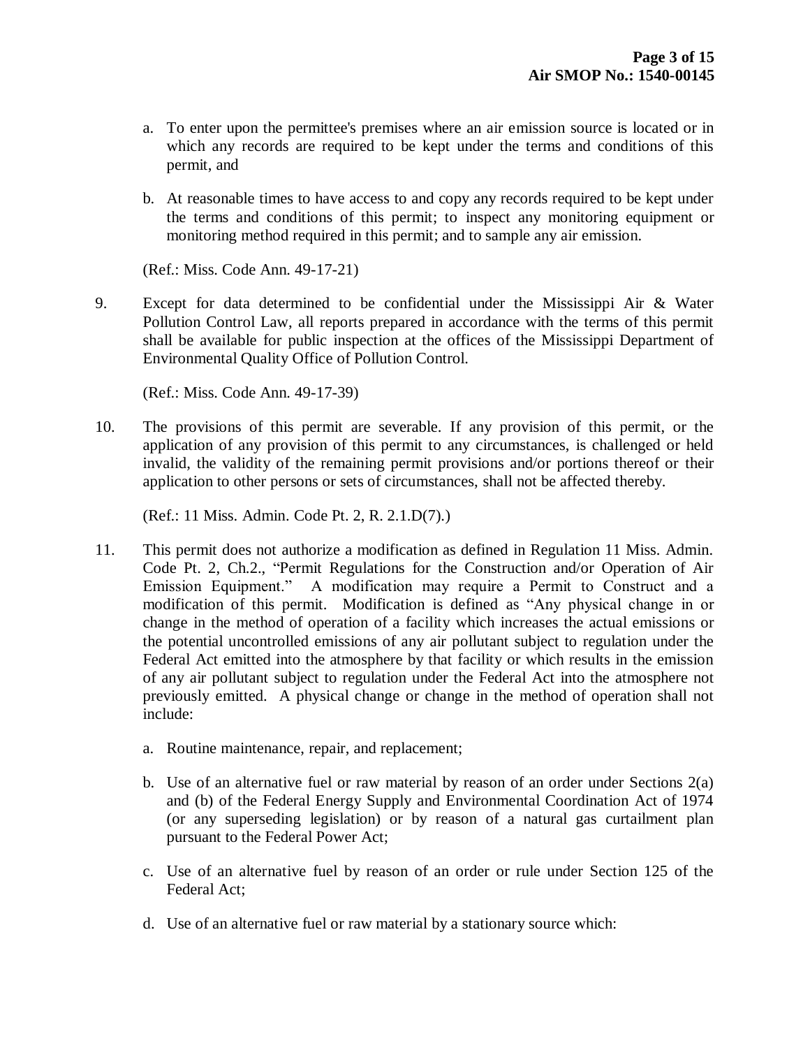a. To enter upon the permittee's premises where an air emission source is located or in which any records are required to be kept under the terms and conditions of this permit, and

b. At reasonable times to have access to and copy any records required to be kept under the terms and conditions of this permit; to inspect any monitoring equipment or monitoring method required in this permit; and to sample any air emission.

(Ref.: Miss. Code Ann. 49-17-21)

9. Except for data determined to be confidential under the Mississippi Air & Water Pollution Control Law, all reports prepared in accordance with the terms of this permit shall be available for public inspection at the offices of the Mississippi Department of Environmental Quality Office of Pollution Control.

   (Ref.: Miss. Code Ann. 49-17-39)

10. The provisions of this permit are severable. If any provision of this permit, or the application of any provision of this permit to any circumstances, is challenged or held invalid, the validity of the remaining permit provisions and/or portions thereof or their application to other persons or sets of circumstances, shall not be affected thereby.

    (Ref.: 11 Miss. Admin. Code Pt. 2, R. 2.1.D(7).)

11. This permit does not authorize a modification as defined in Regulation 11 Miss. Admin. Code Pt. 2, Ch.2., "Permit Regulations for the Construction and/or Operation of Air Emission Equipment." A modification may require a Permit to Construct and a modification of this permit. Modification is defined as "Any physical change in or change in the method of operation of a facility which increases the actual emissions or the potential uncontrolled emissions of any air pollutant subject to regulation under the Federal Act emitted into the atmosphere by that facility or which results in the emission of any air pollutant subject to regulation under the Federal Act into the atmosphere not previously emitted. A physical change or change in the method of operation shall not include:

    a. Routine maintenance, repair, and replacement;

    b. Use of an alternative fuel or raw material by reason of an order under Sections 2(a) and (b) of the Federal Energy Supply and Environmental Coordination Act of 1974 (or any superseding legislation) or by reason of a natural gas curtailment plan pursuant to the Federal Power Act;

    c. Use of an alternative fuel by reason of an order or rule under Section 125 of the Federal Act;

    d. Use of an alternative fuel or raw material by a stationary source which: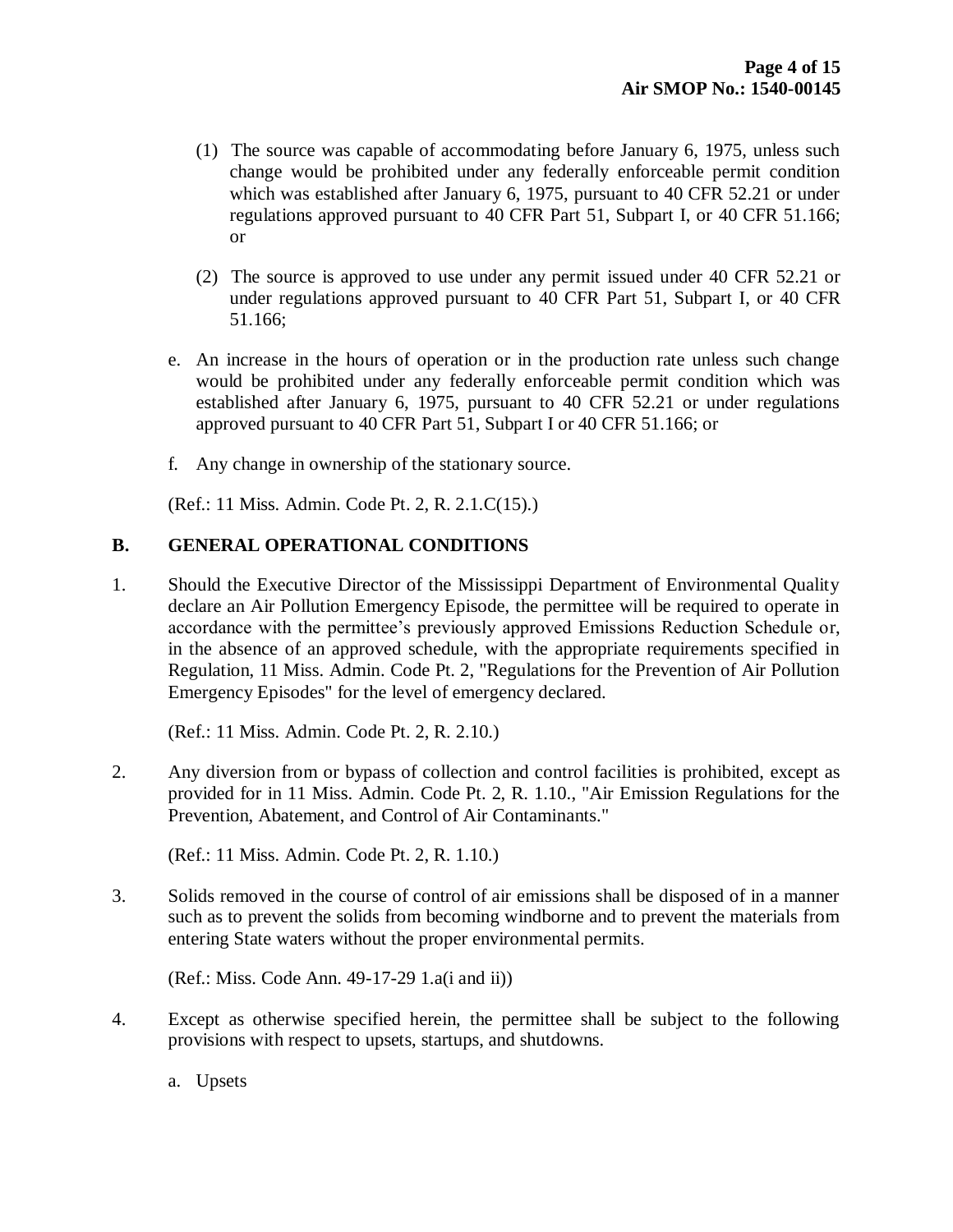(1) The source was capable of accommodating before January 6, 1975, unless such change would be prohibited under any federally enforceable permit condition which was established after January 6, 1975, pursuant to 40 CFR 52.21 or under regulations approved pursuant to 40 CFR Part 51, Subpart I, or 40 CFR 51.166; or

(2) The source is approved to use under any permit issued under 40 CFR 52.21 or under regulations approved pursuant to 40 CFR Part 51, Subpart I, or 40 CFR 51.166;

e. An increase in the hours of operation or in the production rate unless such change would be prohibited under any federally enforceable permit condition which was established after January 6, 1975, pursuant to 40 CFR 52.21 or under regulations approved pursuant to 40 CFR Part 51, Subpart I or 40 CFR 51.166; or

f. Any change in ownership of the stationary source.

(Ref.: 11 Miss. Admin. Code Pt. 2, R. 2.1.C(15).)

## B. GENERAL OPERATIONAL CONDITIONS

1. Should the Executive Director of the Mississippi Department of Environmental Quality declare an Air Pollution Emergency Episode, the permittee will be required to operate in accordance with the permittee's previously approved Emissions Reduction Schedule or, in the absence of an approved schedule, with the appropriate requirements specified in Regulation, 11 Miss. Admin. Code Pt. 2, "Regulations for the Prevention of Air Pollution Emergency Episodes" for the level of emergency declared.

   (Ref.: 11 Miss. Admin. Code Pt. 2, R. 2.10.)

2. Any diversion from or bypass of collection and control facilities is prohibited, except as provided for in 11 Miss. Admin. Code Pt. 2, R. 1.10., "Air Emission Regulations for the Prevention, Abatement, and Control of Air Contaminants."

   (Ref.: 11 Miss. Admin. Code Pt. 2, R. 1.10.)

3. Solids removed in the course of control of air emissions shall be disposed of in a manner such as to prevent the solids from becoming windborne and to prevent the materials from entering State waters without the proper environmental permits.

   (Ref.: Miss. Code Ann. 49-17-29 1.a(i and ii))

4. Except as otherwise specified herein, the permittee shall be subject to the following provisions with respect to upsets, startups, and shutdowns.

   a. Upsets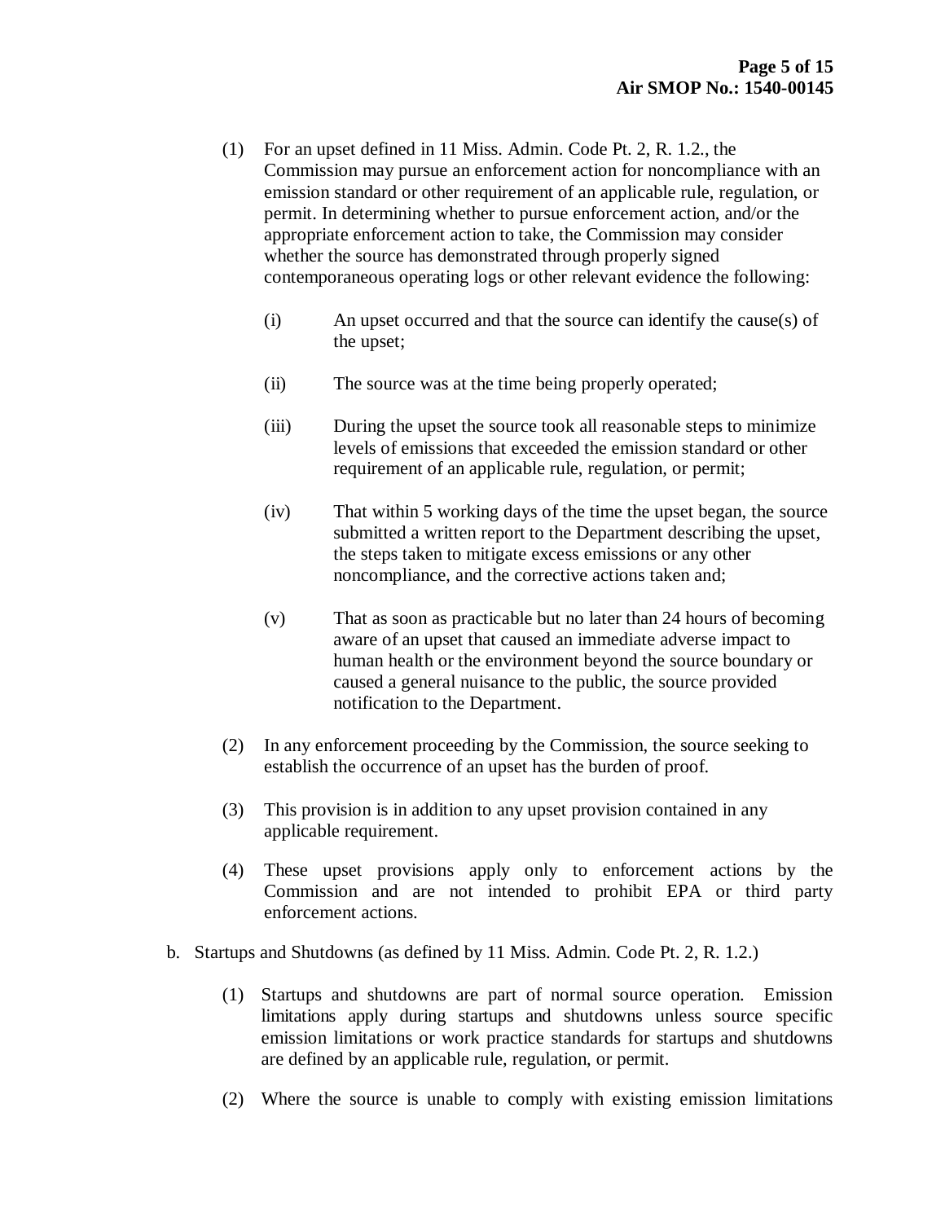(1) For an upset defined in 11 Miss. Admin. Code Pt. 2, R. 1.2., the Commission may pursue an enforcement action for noncompliance with an emission standard or other requirement of an applicable rule, regulation, or permit. In determining whether to pursue enforcement action, and/or the appropriate enforcement action to take, the Commission may consider whether the source has demonstrated through properly signed contemporaneous operating logs or other relevant evidence the following:

   (i) An upset occurred and that the source can identify the cause(s) of the upset;

   (ii) The source was at the time being properly operated;

   (iii) During the upset the source took all reasonable steps to minimize levels of emissions that exceeded the emission standard or other requirement of an applicable rule, regulation, or permit;

   (iv) That within 5 working days of the time the upset began, the source submitted a written report to the Department describing the upset, the steps taken to mitigate excess emissions or any other noncompliance, and the corrective actions taken and;

   (v) That as soon as practicable but no later than 24 hours of becoming aware of an upset that caused an immediate adverse impact to human health or the environment beyond the source boundary or caused a general nuisance to the public, the source provided notification to the Department.

(2) In any enforcement proceeding by the Commission, the source seeking to establish the occurrence of an upset has the burden of proof.

(3) This provision is in addition to any upset provision contained in any applicable requirement.

(4) These upset provisions apply only to enforcement actions by the Commission and are not intended to prohibit EPA or third party enforcement actions.

b. Startups and Shutdowns (as defined by 11 Miss. Admin. Code Pt. 2, R. 1.2.)

   (1) Startups and shutdowns are part of normal source operation. Emission limitations apply during startups and shutdowns unless source specific emission limitations or work practice standards for startups and shutdowns are defined by an applicable rule, regulation, or permit.

   (2) Where the source is unable to comply with existing emission limitations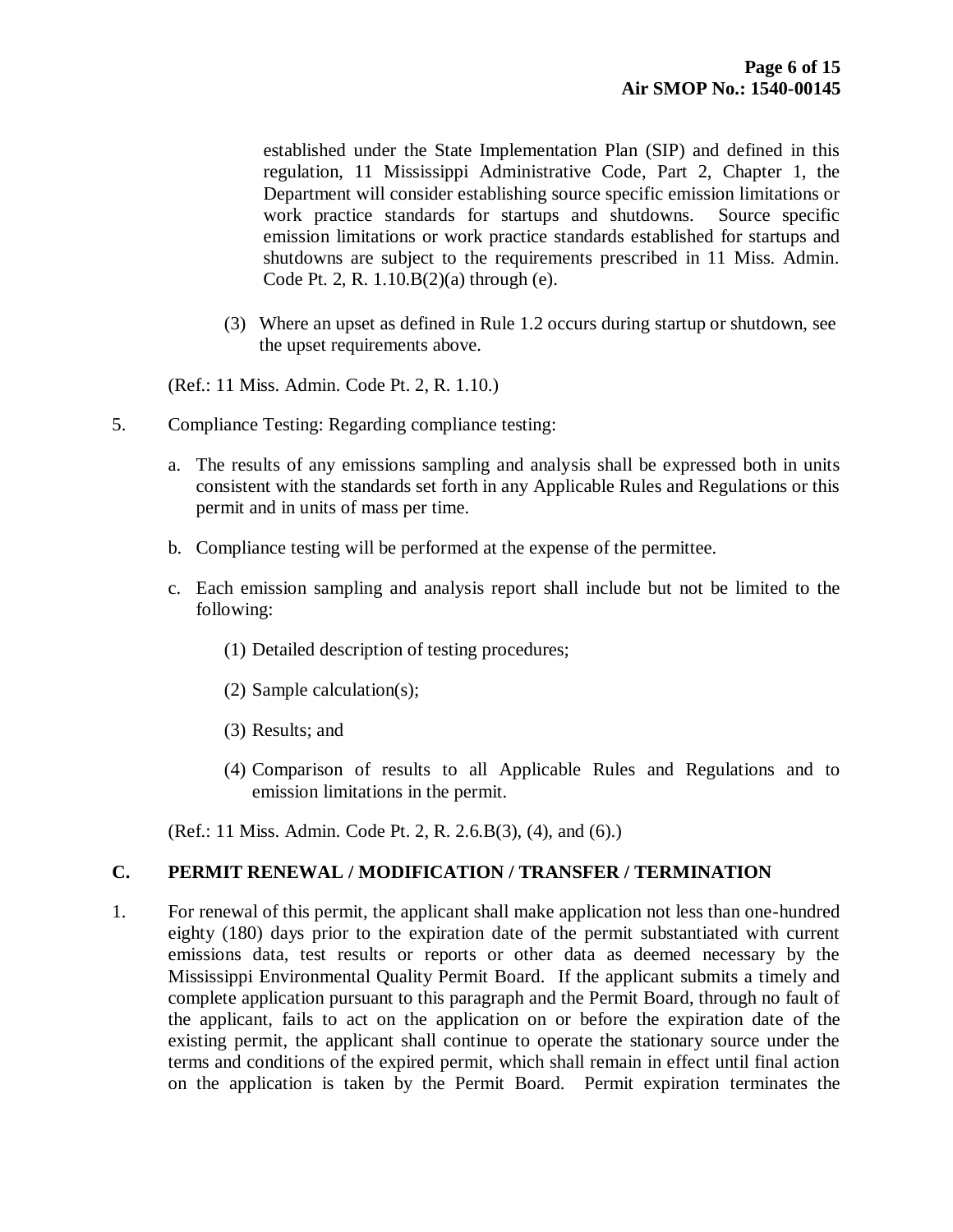established under the State Implementation Plan (SIP) and defined in this regulation, 11 Mississippi Administrative Code, Part 2, Chapter 1, the Department will consider establishing source specific emission limitations or work practice standards for startups and shutdowns. Source specific emission limitations or work practice standards established for startups and shutdowns are subject to the requirements prescribed in 11 Miss. Admin. Code Pt. 2, R. 1.10.B(2)(a) through (e).

(3) Where an upset as defined in Rule 1.2 occurs during startup or shutdown, see the upset requirements above.

(Ref.: 11 Miss. Admin. Code Pt. 2, R. 1.10.)

5. Compliance Testing: Regarding compliance testing:

   a. The results of any emissions sampling and analysis shall be expressed both in units consistent with the standards set forth in any Applicable Rules and Regulations or this permit and in units of mass per time.

   b. Compliance testing will be performed at the expense of the permittee.

   c. Each emission sampling and analysis report shall include but not be limited to the following:

      (1) Detailed description of testing procedures;

      (2) Sample calculation(s);

      (3) Results; and

      (4) Comparison of results to all Applicable Rules and Regulations and to emission limitations in the permit.

   (Ref.: 11 Miss. Admin. Code Pt. 2, R. 2.6.B(3), (4), and (6).)

## C. PERMIT RENEWAL / MODIFICATION / TRANSFER / TERMINATION

1. For renewal of this permit, the applicant shall make application not less than one-hundred eighty (180) days prior to the expiration date of the permit substantiated with current emissions data, test results or reports or other data as deemed necessary by the Mississippi Environmental Quality Permit Board. If the applicant submits a timely and complete application pursuant to this paragraph and the Permit Board, through no fault of the applicant, fails to act on the application on or before the expiration date of the existing permit, the applicant shall continue to operate the stationary source under the terms and conditions of the expired permit, which shall remain in effect until final action on the application is taken by the Permit Board. Permit expiration terminates the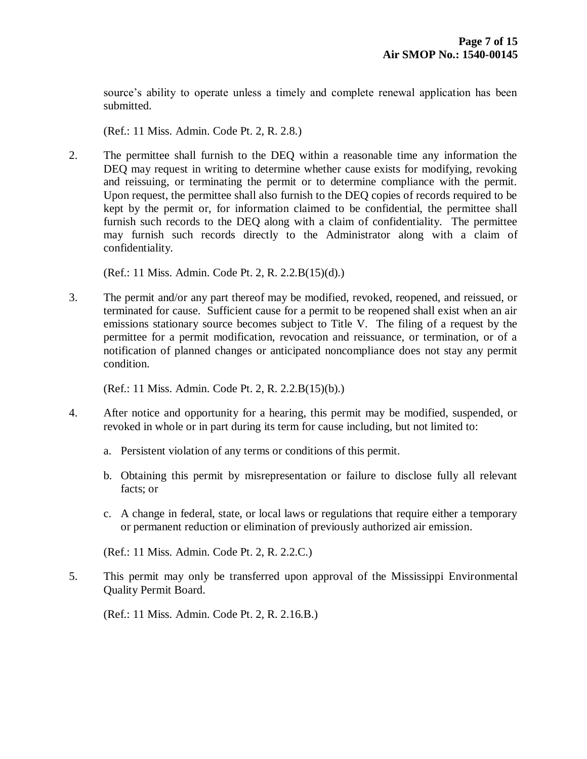source's ability to operate unless a timely and complete renewal application has been submitted.

(Ref.: 11 Miss. Admin. Code Pt. 2, R. 2.8.)

2. The permittee shall furnish to the DEQ within a reasonable time any information the DEQ may request in writing to determine whether cause exists for modifying, revoking and reissuing, or terminating the permit or to determine compliance with the permit. Upon request, the permittee shall also furnish to the DEQ copies of records required to be kept by the permit or, for information claimed to be confidential, the permittee shall furnish such records to the DEQ along with a claim of confidentiality. The permittee may furnish such records directly to the Administrator along with a claim of confidentiality.

   (Ref.: 11 Miss. Admin. Code Pt. 2, R. 2.2.B(15)(d).)

3. The permit and/or any part thereof may be modified, revoked, reopened, and reissued, or terminated for cause. Sufficient cause for a permit to be reopened shall exist when an air emissions stationary source becomes subject to Title V. The filing of a request by the permittee for a permit modification, revocation and reissuance, or termination, or of a notification of planned changes or anticipated noncompliance does not stay any permit condition.

   (Ref.: 11 Miss. Admin. Code Pt. 2, R. 2.2.B(15)(b).)

4. After notice and opportunity for a hearing, this permit may be modified, suspended, or revoked in whole or in part during its term for cause including, but not limited to:

   a. Persistent violation of any terms or conditions of this permit.

   b. Obtaining this permit by misrepresentation or failure to disclose fully all relevant facts; or

   c. A change in federal, state, or local laws or regulations that require either a temporary or permanent reduction or elimination of previously authorized air emission.

   (Ref.: 11 Miss. Admin. Code Pt. 2, R. 2.2.C.)

5. This permit may only be transferred upon approval of the Mississippi Environmental Quality Permit Board.

   (Ref.: 11 Miss. Admin. Code Pt. 2, R. 2.16.B.)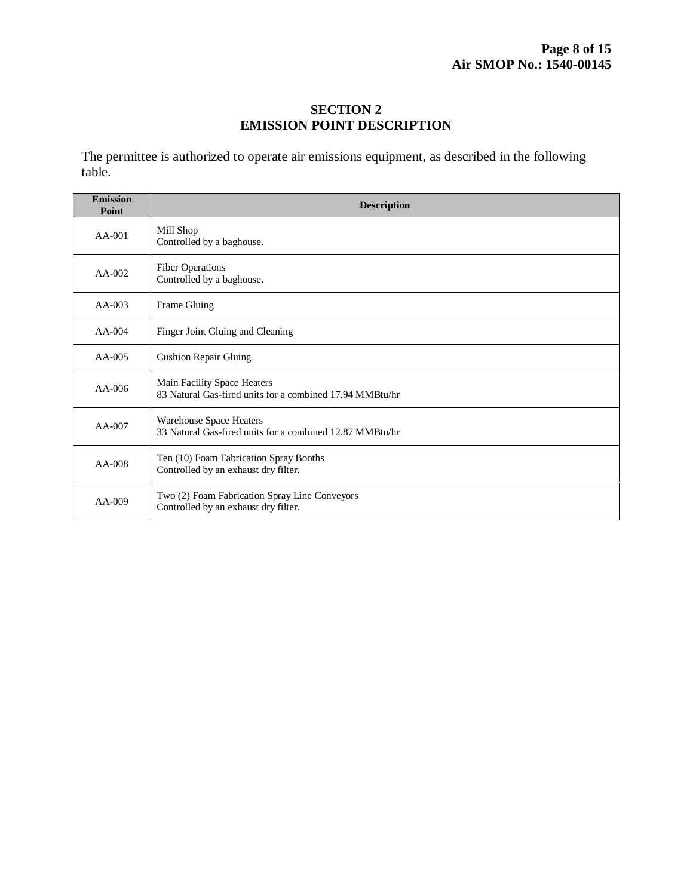## SECTION 2
## EMISSION POINT DESCRIPTION

The permittee is authorized to operate air emissions equipment, as described in the following table.

| Emission Point | Description |
|---|---|
| AA-001 | Mill Shop<br>Controlled by a baghouse. |
| AA-002 | Fiber Operations<br>Controlled by a baghouse. |
| AA-003 | Frame Gluing |
| AA-004 | Finger Joint Gluing and Cleaning |
| AA-005 | Cushion Repair Gluing |
| AA-006 | Main Facility Space Heaters<br>83 Natural Gas-fired units for a combined 17.94 MMBtu/hr |
| AA-007 | Warehouse Space Heaters<br>33 Natural Gas-fired units for a combined 12.87 MMBtu/hr |
| AA-008 | Ten (10) Foam Fabrication Spray Booths<br>Controlled by an exhaust dry filter. |
| AA-009 | Two (2) Foam Fabrication Spray Line Conveyors<br>Controlled by an exhaust dry filter. |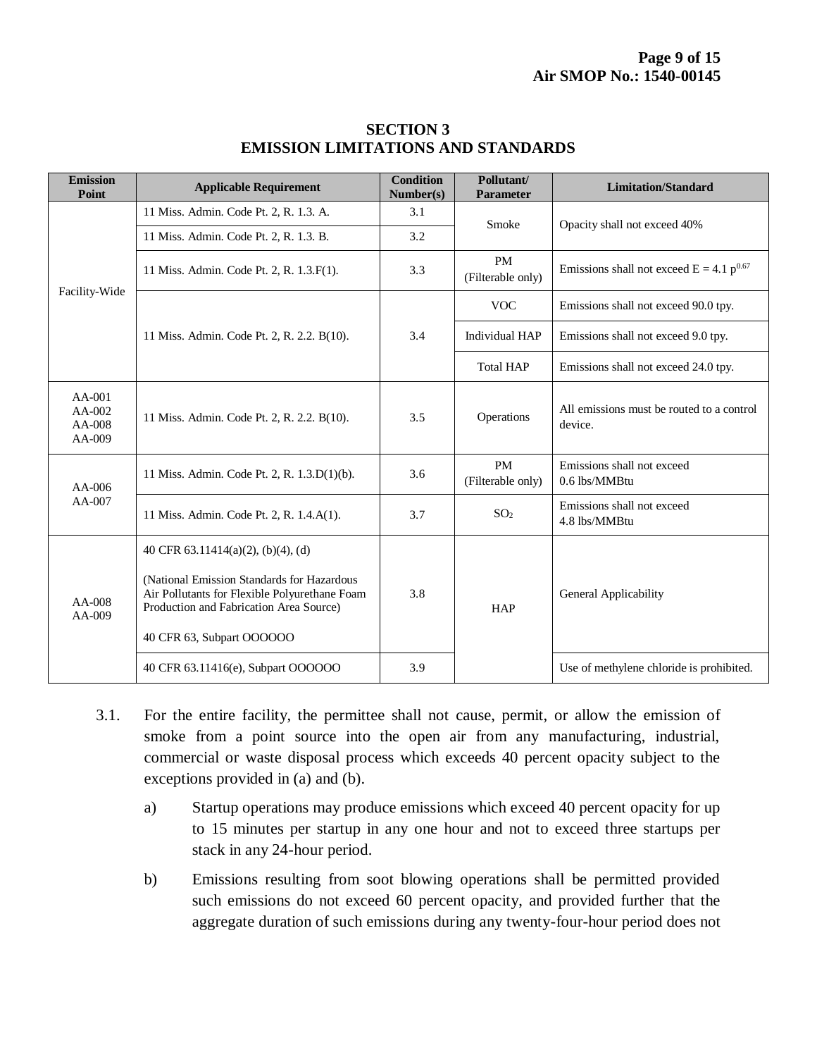## SECTION 3
## EMISSION LIMITATIONS AND STANDARDS

| Emission Point | Applicable Requirement | Condition Number(s) | Pollutant/ Parameter | Limitation/Standard |
|---|---|---|---|---|
| Facility-Wide | 11 Miss. Admin. Code Pt. 2, R. 1.3. A. | 3.1 | Smoke | Opacity shall not exceed 40% |
| | 11 Miss. Admin. Code Pt. 2, R. 1.3. B. | 3.2 | | |
| | 11 Miss. Admin. Code Pt. 2, R. 1.3.F(1). | 3.3 | PM (Filterable only) | Emissions shall not exceed $E = 4.1\ p^{0.67}$ |
| | 11 Miss. Admin. Code Pt. 2, R. 2.2. B(10). | 3.4 | VOC | Emissions shall not exceed 90.0 tpy. |
| | | | Individual HAP | Emissions shall not exceed 9.0 tpy. |
| | | | Total HAP | Emissions shall not exceed 24.0 tpy. |
| AA-001 AA-002 AA-008 AA-009 | 11 Miss. Admin. Code Pt. 2, R. 2.2. B(10). | 3.5 | Operations | All emissions must be routed to a control device. |
| AA-006 AA-007 | 11 Miss. Admin. Code Pt. 2, R. 1.3.D(1)(b). | 3.6 | PM (Filterable only) | Emissions shall not exceed 0.6 lbs/MMBtu |
| | 11 Miss. Admin. Code Pt. 2, R. 1.4.A(1). | 3.7 | $SO_2$ | Emissions shall not exceed 4.8 lbs/MMBtu |
| AA-008 AA-009 | 40 CFR 63.11414(a)(2), (b)(4), (d)<br><br>(National Emission Standards for Hazardous Air Pollutants for Flexible Polyurethane Foam Production and Fabrication Area Source)<br><br>40 CFR 63, Subpart OOOOOO | 3.8 | HAP | General Applicability |
| | 40 CFR 63.11416(e), Subpart OOOOOO | 3.9 | | Use of methylene chloride is prohibited. |

3.1. For the entire facility, the permittee shall not cause, permit, or allow the emission of smoke from a point source into the open air from any manufacturing, industrial, commercial or waste disposal process which exceeds 40 percent opacity subject to the exceptions provided in (a) and (b).

a) Startup operations may produce emissions which exceed 40 percent opacity for up to 15 minutes per startup in any one hour and not to exceed three startups per stack in any 24-hour period.

b) Emissions resulting from soot blowing operations shall be permitted provided such emissions do not exceed 60 percent opacity, and provided further that the aggregate duration of such emissions during any twenty-four-hour period does not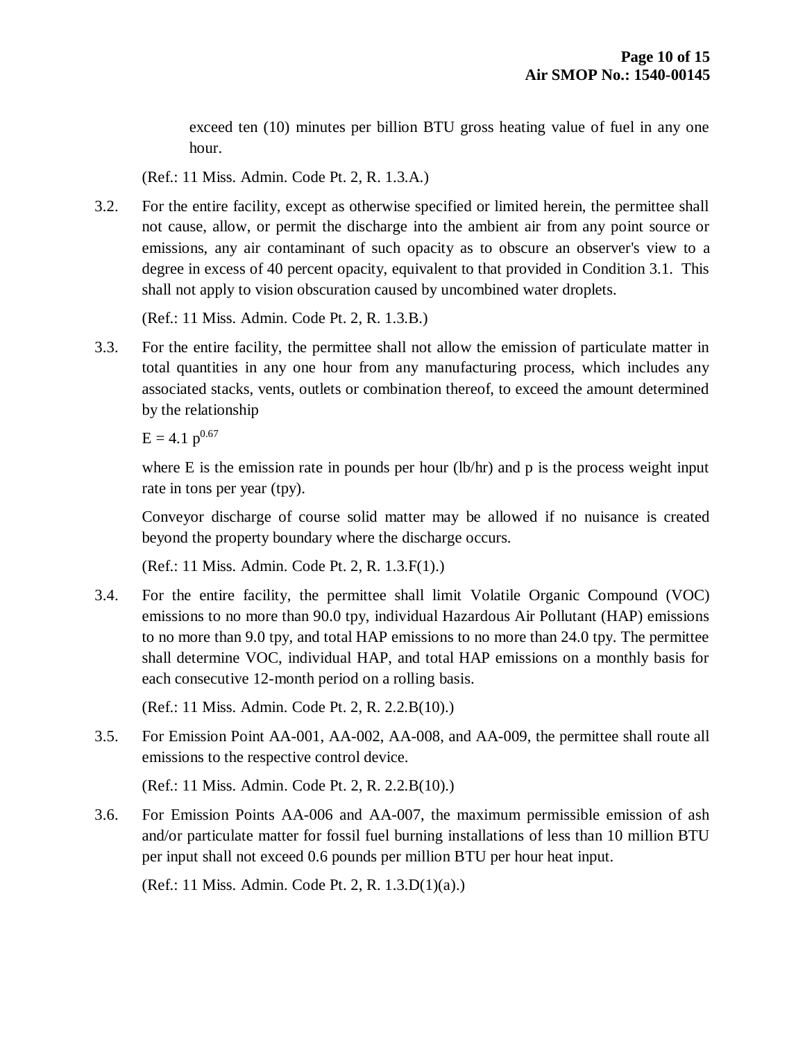exceed ten (10) minutes per billion BTU gross heating value of fuel in any one hour.

(Ref.: 11 Miss. Admin. Code Pt. 2, R. 1.3.A.)

3.2. For the entire facility, except as otherwise specified or limited herein, the permittee shall not cause, allow, or permit the discharge into the ambient air from any point source or emissions, any air contaminant of such opacity as to obscure an observer's view to a degree in excess of 40 percent opacity, equivalent to that provided in Condition 3.1. This shall not apply to vision obscuration caused by uncombined water droplets.

(Ref.: 11 Miss. Admin. Code Pt. 2, R. 1.3.B.)

3.3. For the entire facility, the permittee shall not allow the emission of particulate matter in total quantities in any one hour from any manufacturing process, which includes any associated stacks, vents, outlets or combination thereof, to exceed the amount determined by the relationship

$$E = 4.1\ p^{0.67}$$

where E is the emission rate in pounds per hour (lb/hr) and p is the process weight input rate in tons per year (tpy).

Conveyor discharge of course solid matter may be allowed if no nuisance is created beyond the property boundary where the discharge occurs.

(Ref.: 11 Miss. Admin. Code Pt. 2, R. 1.3.F(1).)

3.4. For the entire facility, the permittee shall limit Volatile Organic Compound (VOC) emissions to no more than 90.0 tpy, individual Hazardous Air Pollutant (HAP) emissions to no more than 9.0 tpy, and total HAP emissions to no more than 24.0 tpy. The permittee shall determine VOC, individual HAP, and total HAP emissions on a monthly basis for each consecutive 12-month period on a rolling basis.

(Ref.: 11 Miss. Admin. Code Pt. 2, R. 2.2.B(10).)

3.5. For Emission Point AA-001, AA-002, AA-008, and AA-009, the permittee shall route all emissions to the respective control device.

(Ref.: 11 Miss. Admin. Code Pt. 2, R. 2.2.B(10).)

3.6. For Emission Points AA-006 and AA-007, the maximum permissible emission of ash and/or particulate matter for fossil fuel burning installations of less than 10 million BTU per input shall not exceed 0.6 pounds per million BTU per hour heat input.

(Ref.: 11 Miss. Admin. Code Pt. 2, R. 1.3.D(1)(a).)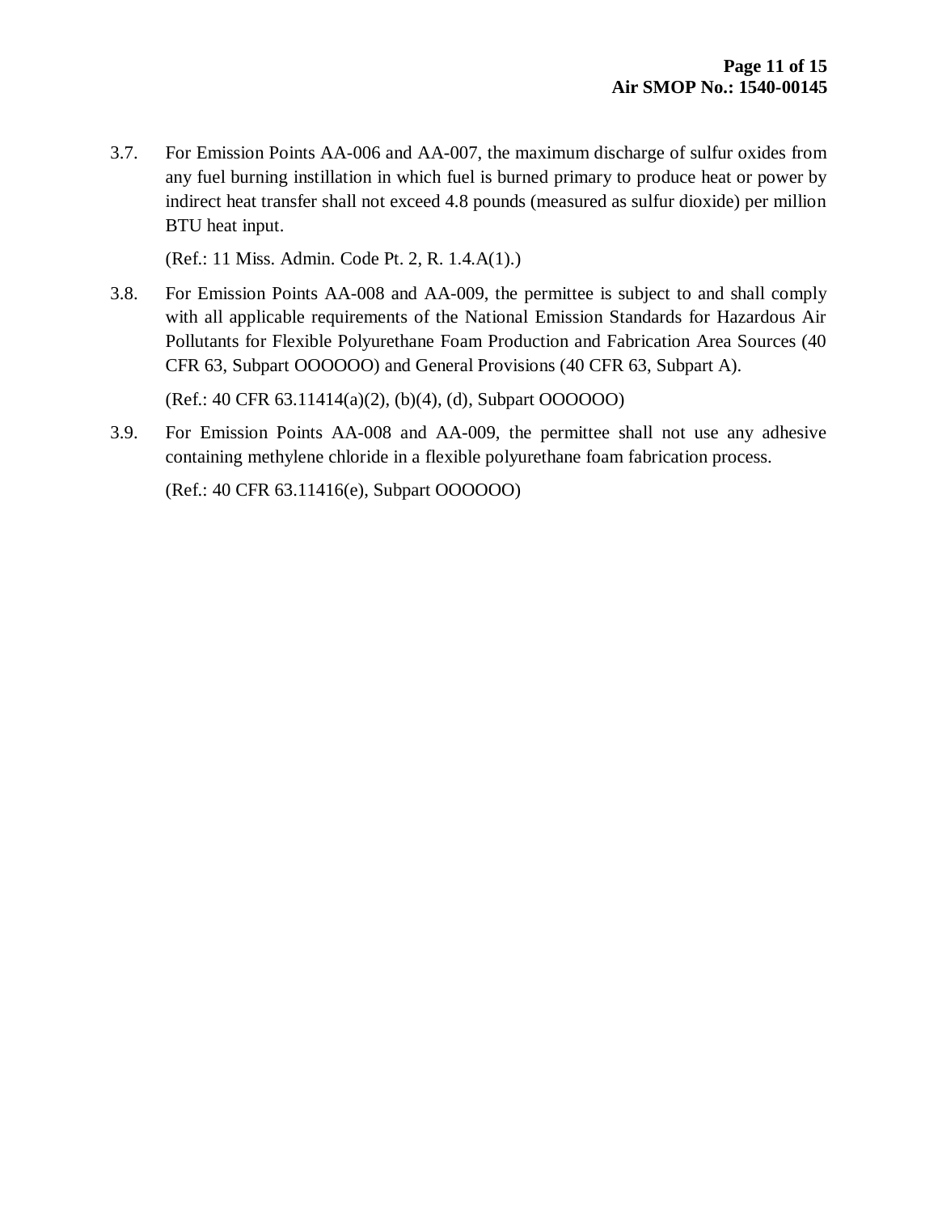3.7. For Emission Points AA-006 and AA-007, the maximum discharge of sulfur oxides from any fuel burning instillation in which fuel is burned primary to produce heat or power by indirect heat transfer shall not exceed 4.8 pounds (measured as sulfur dioxide) per million BTU heat input.

(Ref.: 11 Miss. Admin. Code Pt. 2, R. 1.4.A(1).)

3.8. For Emission Points AA-008 and AA-009, the permittee is subject to and shall comply with all applicable requirements of the National Emission Standards for Hazardous Air Pollutants for Flexible Polyurethane Foam Production and Fabrication Area Sources (40 CFR 63, Subpart OOOOOO) and General Provisions (40 CFR 63, Subpart A).

(Ref.: 40 CFR 63.11414(a)(2), (b)(4), (d), Subpart OOOOOO)

3.9. For Emission Points AA-008 and AA-009, the permittee shall not use any adhesive containing methylene chloride in a flexible polyurethane foam fabrication process.

(Ref.: 40 CFR 63.11416(e), Subpart OOOOOO)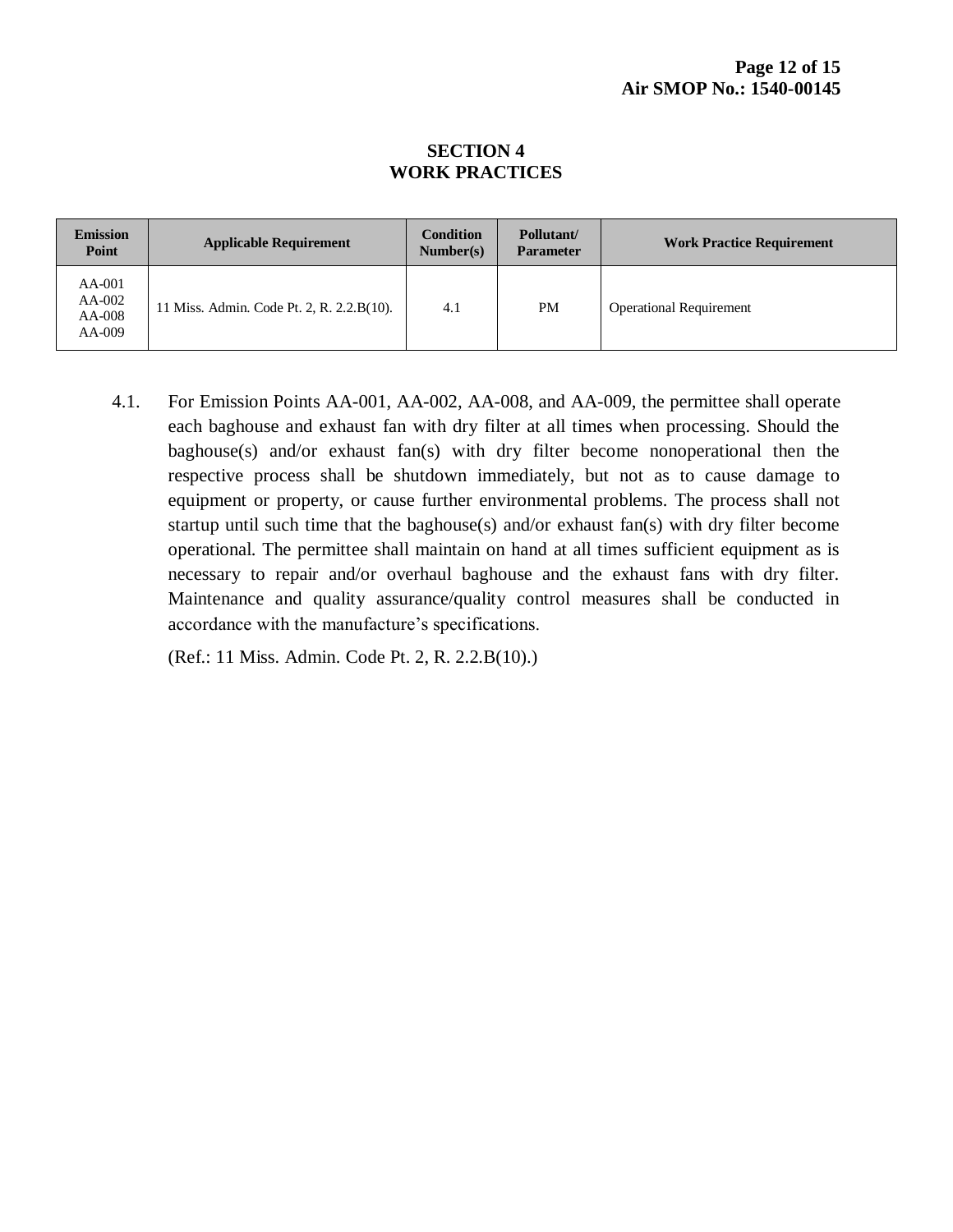## SECTION 4
## WORK PRACTICES

| Emission Point | Applicable Requirement | Condition Number(s) | Pollutant/ Parameter | Work Practice Requirement |
|---|---|---|---|---|
| AA-001<br>AA-002<br>AA-008<br>AA-009 | 11 Miss. Admin. Code Pt. 2, R. 2.2.B(10). | 4.1 | PM | Operational Requirement |

4.1. For Emission Points AA-001, AA-002, AA-008, and AA-009, the permittee shall operate each baghouse and exhaust fan with dry filter at all times when processing. Should the baghouse(s) and/or exhaust fan(s) with dry filter become nonoperational then the respective process shall be shutdown immediately, but not as to cause damage to equipment or property, or cause further environmental problems. The process shall not startup until such time that the baghouse(s) and/or exhaust fan(s) with dry filter become operational. The permittee shall maintain on hand at all times sufficient equipment as is necessary to repair and/or overhaul baghouse and the exhaust fans with dry filter. Maintenance and quality assurance/quality control measures shall be conducted in accordance with the manufacture's specifications.

(Ref.: 11 Miss. Admin. Code Pt. 2, R. 2.2.B(10).)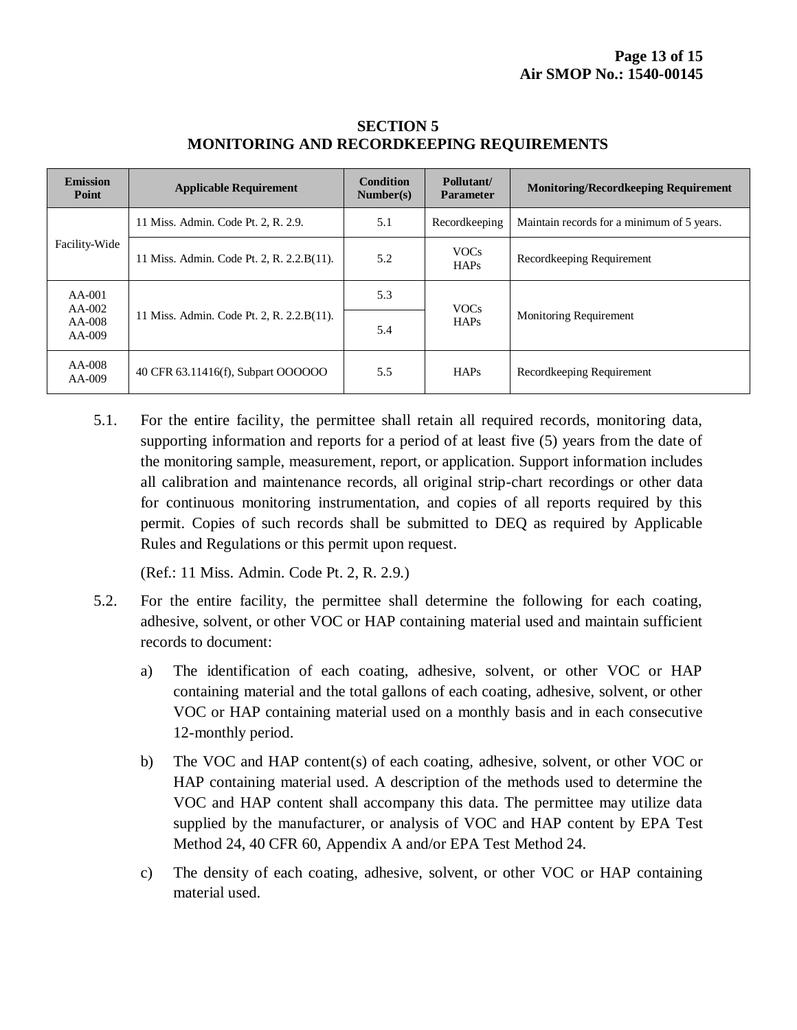# SECTION 5
# MONITORING AND RECORDKEEPING REQUIREMENTS

| Emission Point | Applicable Requirement | Condition Number(s) | Pollutant/ Parameter | Monitoring/Recordkeeping Requirement |
|---|---|---|---|---|
| Facility-Wide | 11 Miss. Admin. Code Pt. 2, R. 2.9. | 5.1 | Recordkeeping | Maintain records for a minimum of 5 years. |
| | 11 Miss. Admin. Code Pt. 2, R. 2.2.B(11). | 5.2 | VOCs HAPs | Recordkeeping Requirement |
| AA-001 AA-002 AA-008 AA-009 | 11 Miss. Admin. Code Pt. 2, R. 2.2.B(11). | 5.3 | VOCs HAPs | Monitoring Requirement |
| | | 5.4 | | |
| AA-008 AA-009 | 40 CFR 63.11416(f), Subpart OOOOOO | 5.5 | HAPs | Recordkeeping Requirement |

5.1. For the entire facility, the permittee shall retain all required records, monitoring data, supporting information and reports for a period of at least five (5) years from the date of the monitoring sample, measurement, report, or application. Support information includes all calibration and maintenance records, all original strip-chart recordings or other data for continuous monitoring instrumentation, and copies of all reports required by this permit. Copies of such records shall be submitted to DEQ as required by Applicable Rules and Regulations or this permit upon request.

(Ref.: 11 Miss. Admin. Code Pt. 2, R. 2.9.)

5.2. For the entire facility, the permittee shall determine the following for each coating, adhesive, solvent, or other VOC or HAP containing material used and maintain sufficient records to document:

a) The identification of each coating, adhesive, solvent, or other VOC or HAP containing material and the total gallons of each coating, adhesive, solvent, or other VOC or HAP containing material used on a monthly basis and in each consecutive 12-monthly period.

b) The VOC and HAP content(s) of each coating, adhesive, solvent, or other VOC or HAP containing material used. A description of the methods used to determine the VOC and HAP content shall accompany this data. The permittee may utilize data supplied by the manufacturer, or analysis of VOC and HAP content by EPA Test Method 24, 40 CFR 60, Appendix A and/or EPA Test Method 24.

c) The density of each coating, adhesive, solvent, or other VOC or HAP containing material used.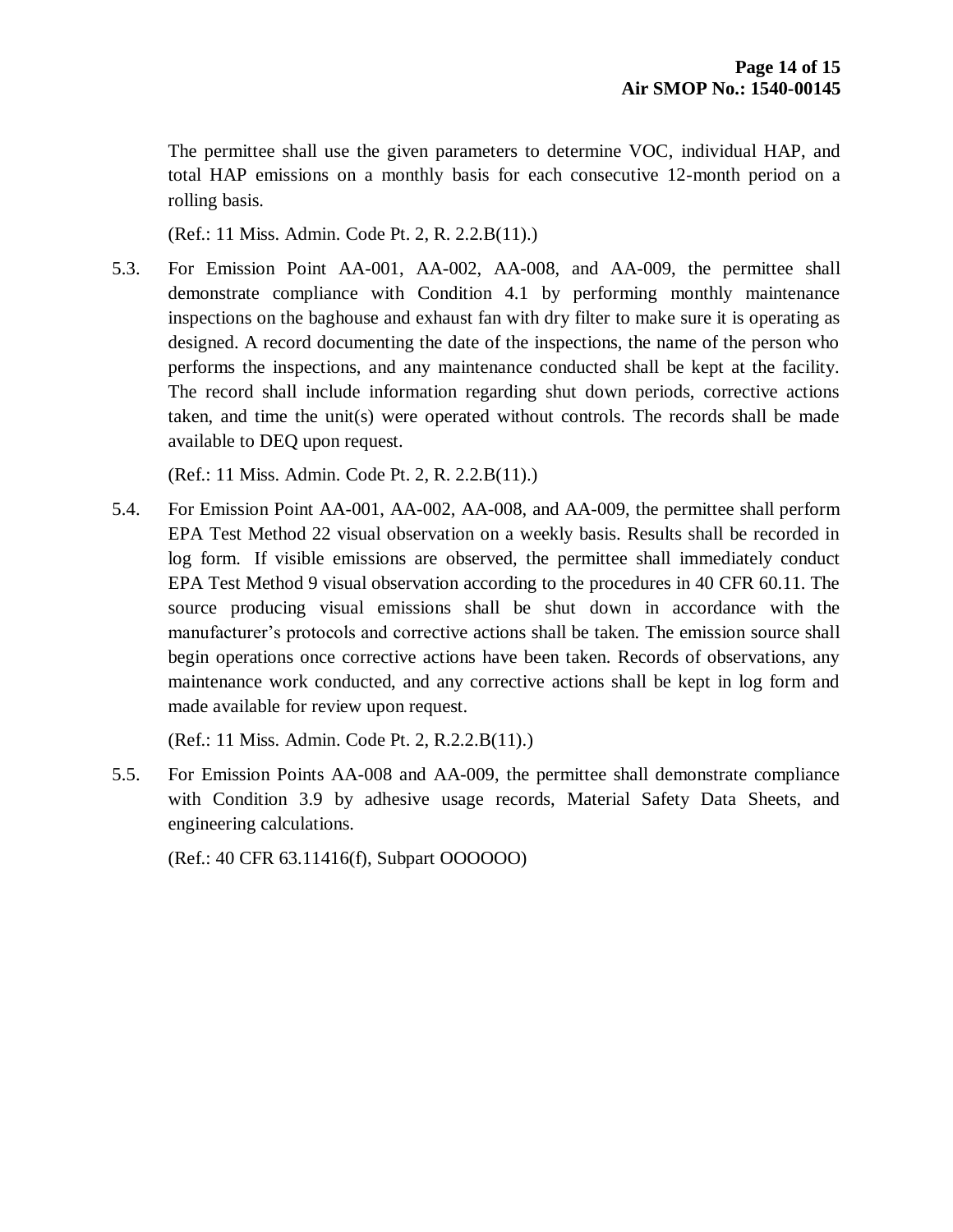The permittee shall use the given parameters to determine VOC, individual HAP, and total HAP emissions on a monthly basis for each consecutive 12-month period on a rolling basis.

(Ref.: 11 Miss. Admin. Code Pt. 2, R. 2.2.B(11).)

5.3. For Emission Point AA-001, AA-002, AA-008, and AA-009, the permittee shall demonstrate compliance with Condition 4.1 by performing monthly maintenance inspections on the baghouse and exhaust fan with dry filter to make sure it is operating as designed. A record documenting the date of the inspections, the name of the person who performs the inspections, and any maintenance conducted shall be kept at the facility. The record shall include information regarding shut down periods, corrective actions taken, and time the unit(s) were operated without controls. The records shall be made available to DEQ upon request.

(Ref.: 11 Miss. Admin. Code Pt. 2, R. 2.2.B(11).)

5.4. For Emission Point AA-001, AA-002, AA-008, and AA-009, the permittee shall perform EPA Test Method 22 visual observation on a weekly basis. Results shall be recorded in log form. If visible emissions are observed, the permittee shall immediately conduct EPA Test Method 9 visual observation according to the procedures in 40 CFR 60.11. The source producing visual emissions shall be shut down in accordance with the manufacturer's protocols and corrective actions shall be taken. The emission source shall begin operations once corrective actions have been taken. Records of observations, any maintenance work conducted, and any corrective actions shall be kept in log form and made available for review upon request.

(Ref.: 11 Miss. Admin. Code Pt. 2, R.2.2.B(11).)

5.5. For Emission Points AA-008 and AA-009, the permittee shall demonstrate compliance with Condition 3.9 by adhesive usage records, Material Safety Data Sheets, and engineering calculations.

(Ref.: 40 CFR 63.11416(f), Subpart OOOOOO)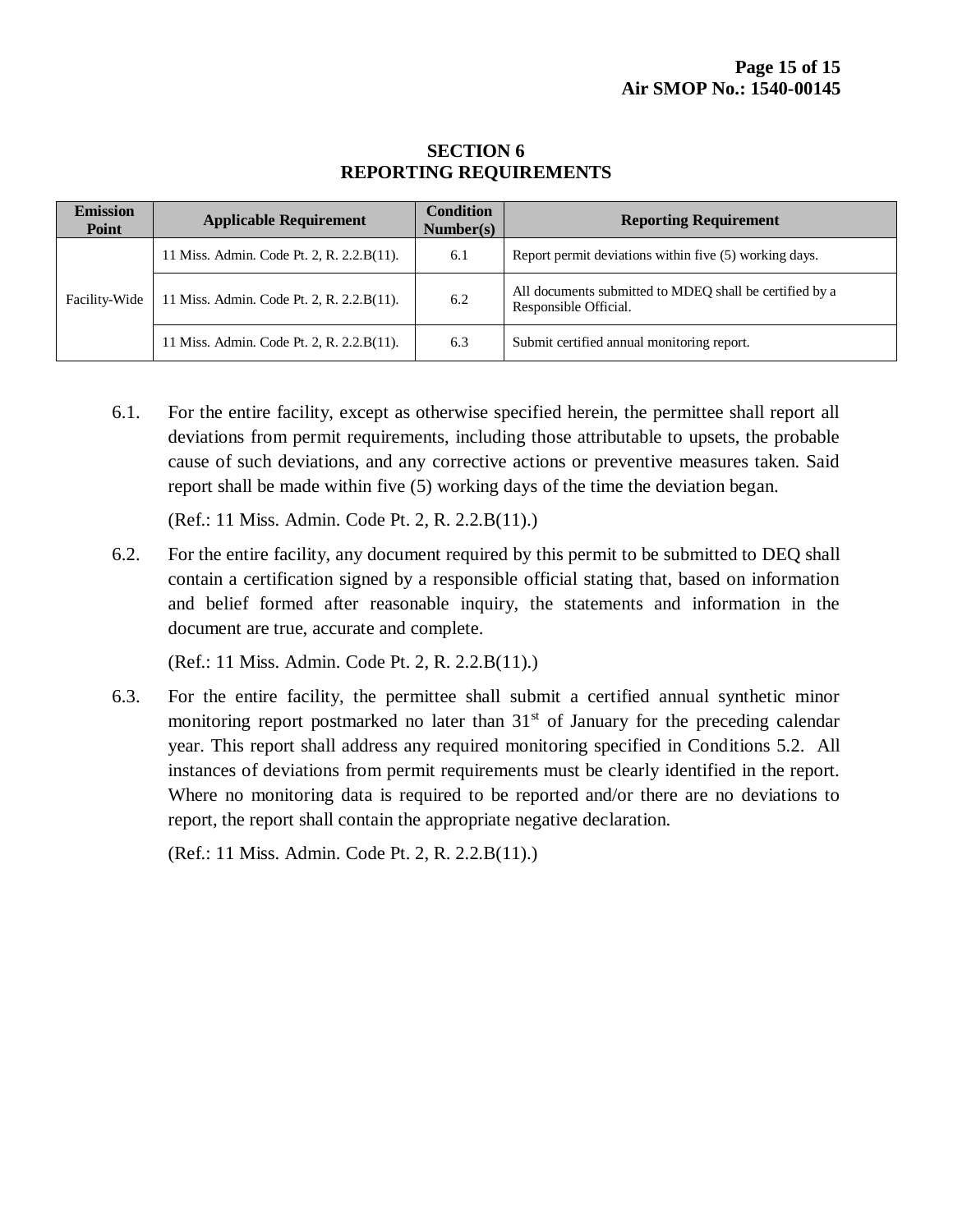## SECTION 6
## REPORTING REQUIREMENTS

| Emission Point | Applicable Requirement | Condition Number(s) | Reporting Requirement |
|---|---|---|---|
| Facility-Wide | 11 Miss. Admin. Code Pt. 2, R. 2.2.B(11). | 6.1 | Report permit deviations within five (5) working days. |
| | 11 Miss. Admin. Code Pt. 2, R. 2.2.B(11). | 6.2 | All documents submitted to MDEQ shall be certified by a Responsible Official. |
| | 11 Miss. Admin. Code Pt. 2, R. 2.2.B(11). | 6.3 | Submit certified annual monitoring report. |

6.1. For the entire facility, except as otherwise specified herein, the permittee shall report all deviations from permit requirements, including those attributable to upsets, the probable cause of such deviations, and any corrective actions or preventive measures taken. Said report shall be made within five (5) working days of the time the deviation began.

(Ref.: 11 Miss. Admin. Code Pt. 2, R. 2.2.B(11).)

6.2. For the entire facility, any document required by this permit to be submitted to DEQ shall contain a certification signed by a responsible official stating that, based on information and belief formed after reasonable inquiry, the statements and information in the document are true, accurate and complete.

(Ref.: 11 Miss. Admin. Code Pt. 2, R. 2.2.B(11).)

6.3. For the entire facility, the permittee shall submit a certified annual synthetic minor monitoring report postmarked no later than 31st of January for the preceding calendar year. This report shall address any required monitoring specified in Conditions 5.2. All instances of deviations from permit requirements must be clearly identified in the report. Where no monitoring data is required to be reported and/or there are no deviations to report, the report shall contain the appropriate negative declaration.

(Ref.: 11 Miss. Admin. Code Pt. 2, R. 2.2.B(11).)